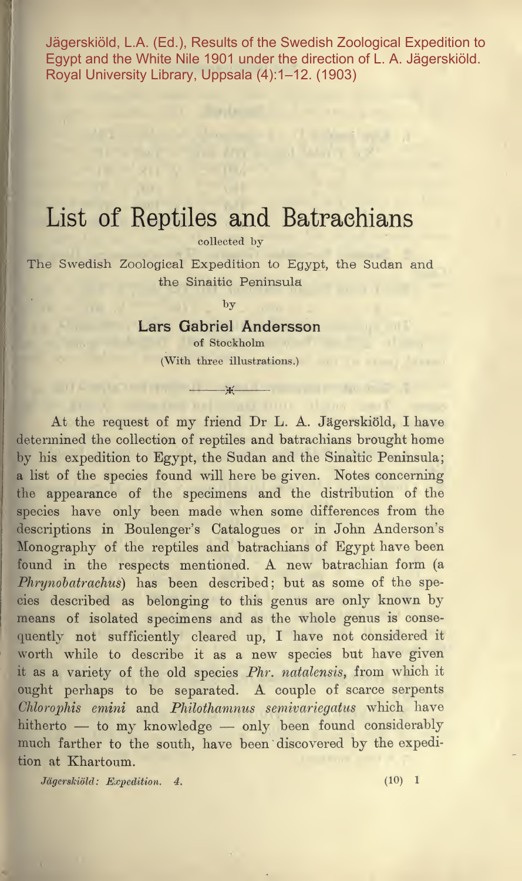Jägerskiöld, L.A. (Ed.), Results of the Swedish Zoological Expedition to Egypt and the White Nile 1901 under the direction of L. A. Jägerskiöld. Royal University Library, Uppsala (4):1–12. (1903)

# List of Reptiles and Batrachians

collected by

The Swedish Zoological Expedition to Egypt, the Sudan and the Sinaitic Peninsula

by

**Lars Gabriel Andersson**
of Stockholm

(With three illustrations.)

At the request of my friend Dr L. A. Jägerskiöld, I have determined the collection of reptiles and batrachians brought home by his expedition to Egypt, the Sudan and the Sinaïtic Peninsula; a list of the species found will here be given. Notes concerning the appearance of the specimens and the distribution of the species have only been made when some differences from the descriptions in Boulenger's Catalogues or in John Anderson's Monography of the reptiles and batrachians of Egypt have been found in the respects mentioned. A new batrachian form (a *Phrynobatrachus*) has been described; but as some of the species described as belonging to this genus are only known by means of isolated specimens and as the whole genus is consequently not sufficiently cleared up, I have not considered it worth while to describe it as a new species but have given it as a variety of the old species *Phr. natalensis*, from which it ought perhaps to be separated. A couple of scarce serpents *Chlorophis emini* and *Philothamnus semivariegatus* which have hitherto — to my knowledge — only been found considerably much farther to the south, have been discovered by the expedition at Khartoum.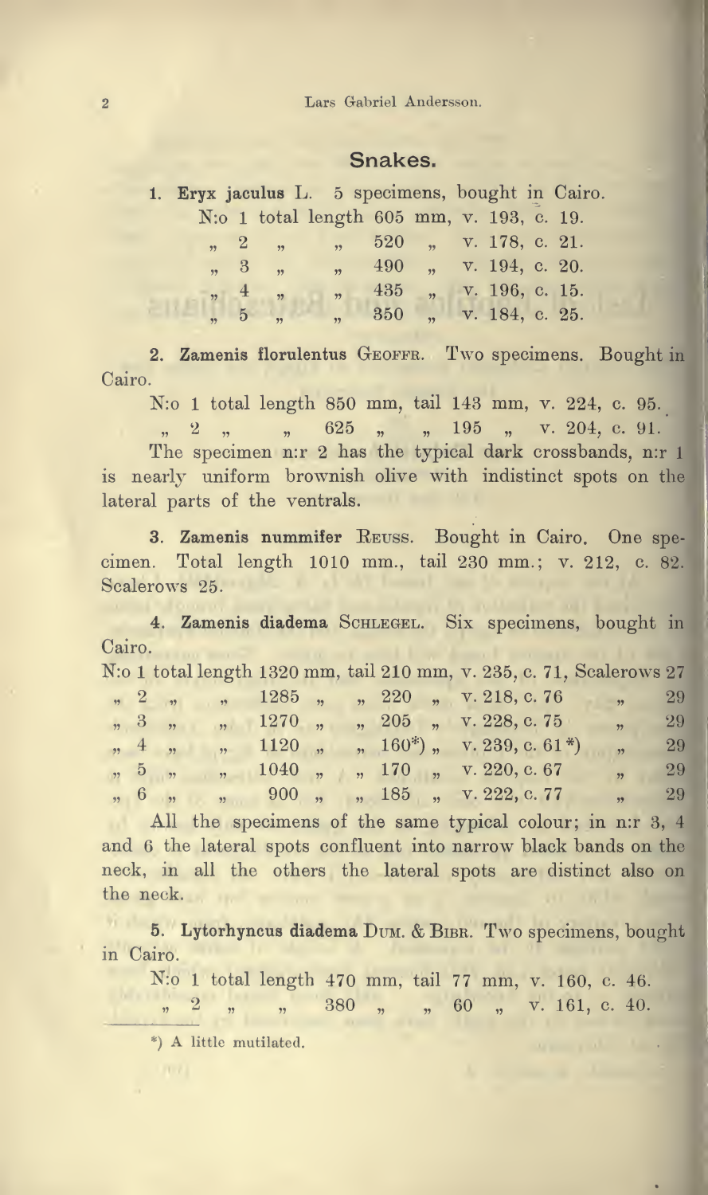## Snakes.

1. **Eryx jaculus** L. 5 specimens, bought in Cairo.

N:o 1 total length 605 mm, v. 193, c. 19.
„ 2 „ „ 520 „ v. 178, c. 21.
„ 3 „ „ 490 „ v. 194, c. 20.
„ 4 „ „ 435 „ v. 196, c. 15.
„ 5 „ „ 350 „ v. 184, c. 25.

2. **Zamenis florulentus** Geoffr. Two specimens. Bought in Cairo.

N:o 1 total length 850 mm, tail 143 mm, v. 224, c. 95.
„ 2 „ „ 625 „ „ 195 „ v. 204, c. 91.

The specimen n:r 2 has the typical dark crossbands, n:r 1 is nearly uniform brownish olive with indistinct spots on the lateral parts of the ventrals.

3. **Zamenis nummifer** Reuss. Bought in Cairo. One specimen. Total length 1010 mm., tail 230 mm.; v. 212, c. 82. Scalerows 25.

4. **Zamenis diadema** Schlegel. Six specimens, bought in Cairo.

N:o 1 total length 1320 mm, tail 210 mm, v. 235, c. 71, Scalerows 27
„ 2 „ „ 1285 „ „ 220 „ v. 218, c. 76 „ 29
„ 3 „ „ 1270 „ „ 205 „ v. 228, c. 75 „ 29
„ 4 „ „ 1120 „ „ 160*) „ v. 239, c. 61*) „ 29
„ 5 „ „ 1040 „ „ 170 „ v. 220, c. 67 „ 29
„ 6 „ „ 900 „ „ 185 „ v. 222, c. 77 „ 29

All the specimens of the same typical colour; in n:r 3, 4 and 6 the lateral spots confluent into narrow black bands on the neck, in all the others the lateral spots are distinct also on the neck.

5. **Lytorhyncus diadema** Dum. & Bibr. Two specimens, bought in Cairo.

N:o 1 total length 470 mm, tail 77 mm, v. 160, c. 46.
„ 2 „ „ 380 „ „ 60 „ v. 161, c. 40.

*) A little mutilated.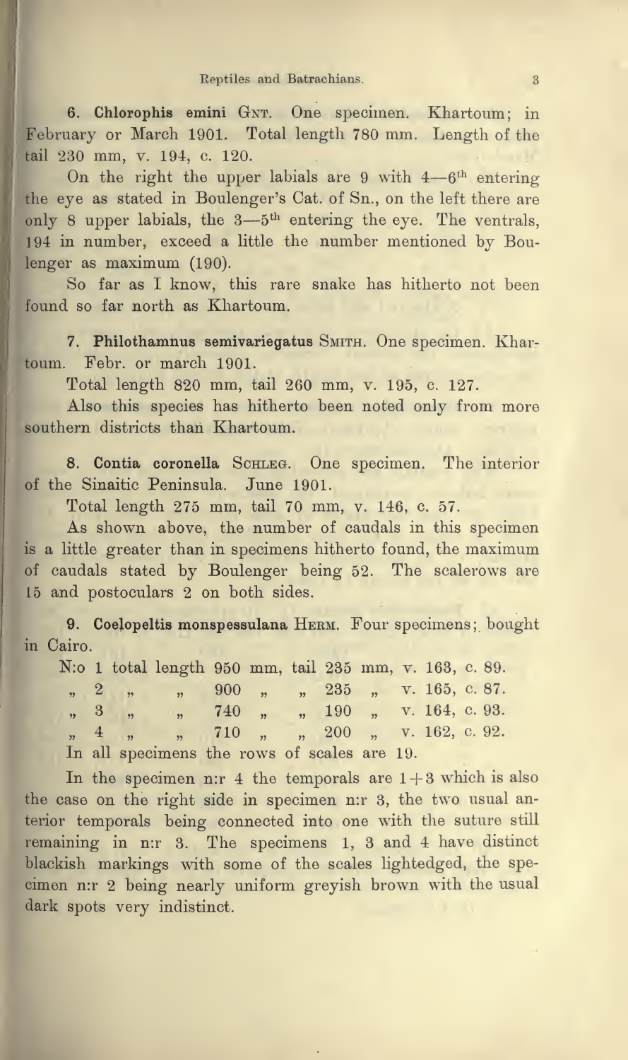**6. Chlorophis emini** Gnt. One specimen. Khartoum; in February or March 1901. Total length 780 mm. Length of the tail 230 mm, v. 194, c. 120.

On the right the upper labials are 9 with 4—6[th] entering the eye as stated in Boulenger's Cat. of Sn., on the left there are only 8 upper labials, the 3—5[th] entering the eye. The ventrals, 194 in number, exceed a little the number mentioned by Boulenger as maximum (190).

So far as I know, this rare snake has hitherto not been found so far north as Khartoum.

**7. Philothamnus semivariegatus** Smith. One specimen. Khartoum. Febr. or march 1901.

Total length 820 mm, tail 260 mm, v. 195, c. 127.

Also this species has hitherto been noted only from more southern districts than Khartoum.

**8. Contia coronella** Schleg. One specimen. The interior of the Sinaitic Peninsula. June 1901.

Total length 275 mm, tail 70 mm, v. 146, c. 57.

As shown above, the number of caudals in this specimen is a little greater than in specimens hitherto found, the maximum of caudals stated by Boulenger being 52. The scalerows are 15 and postoculars 2 on both sides.

**9. Coelopeltis monspessulana** Herm. Four specimens; bought in Cairo.

N:o 1 total length 950 mm, tail 235 mm, v. 163, c. 89.
„ 2 „ „ 900 „ „ 235 „ v. 165, c. 87.
„ 3 „ „ 740 „ „ 190 „ v. 164, c. 93.
„ 4 „ „ 710 „ „ 200 „ v. 162, c. 92.

In all specimens the rows of scales are 19.

In the specimen n:r 4 the temporals are 1 + 3 which is also the case on the right side in specimen n:r 3, the two usual anterior temporals being connected into one with the suture still remaining in n:r 3. The specimens 1, 3 and 4 have distinct blackish markings with some of the scales lightedged, the specimen n:r 2 being nearly uniform greyish brown with the usual dark spots very indistinct.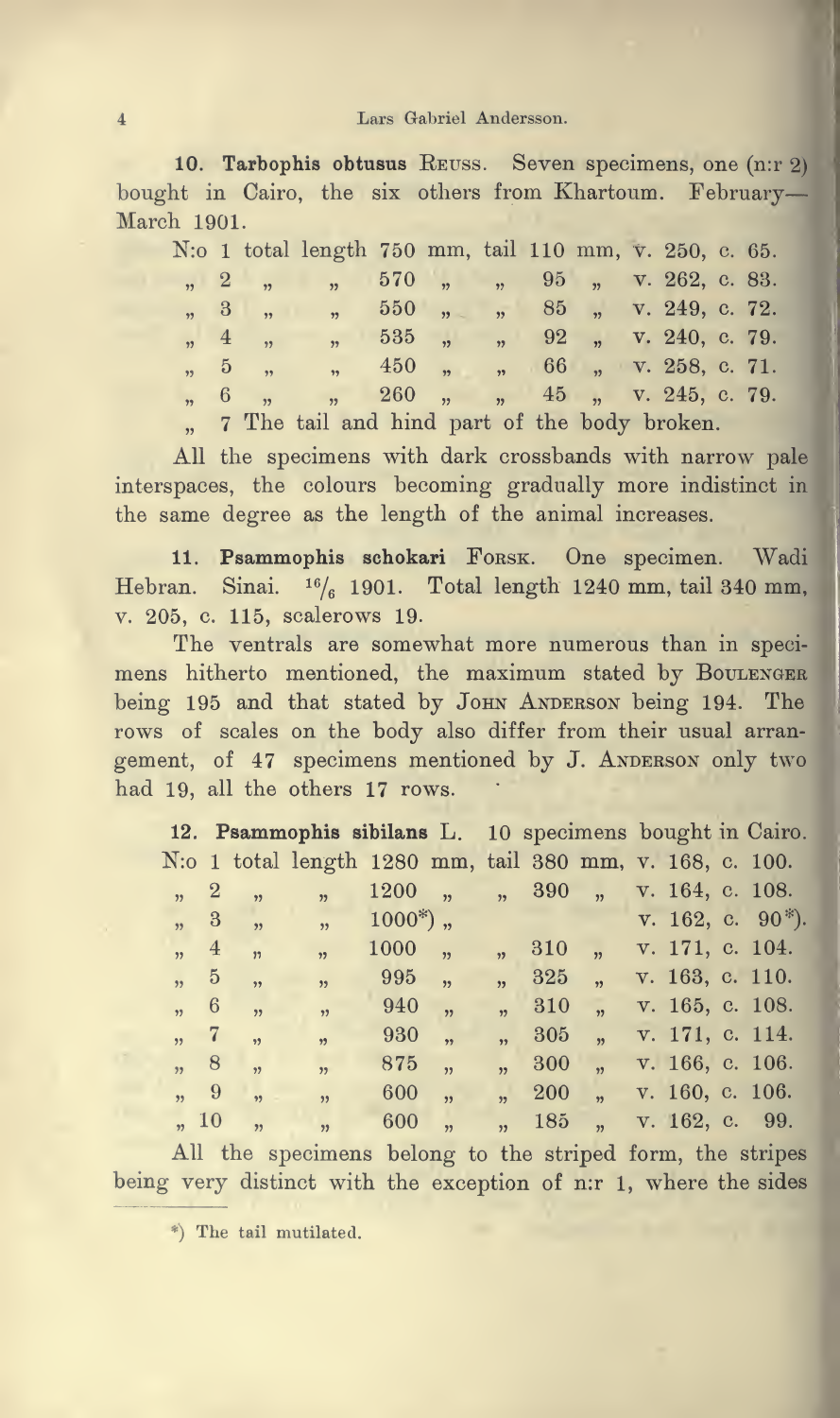**10. Tarbophis obtusus** Reuss. Seven specimens, one (n:r 2) bought in Cairo, the six others from Khartoum. February—March 1901.

N:o 1 total length 750 mm, tail 110 mm, v. 250, c. 65.
„ 2 „ „ 570 „ „ 95 „ v. 262, c. 83.
„ 3 „ „ 550 „ „ 85 „ v. 249, c. 72.
„ 4 „ „ 535 „ „ 92 „ v. 240, c. 79.
„ 5 „ „ 450 „ „ 66 „ v. 258, c. 71.
„ 6 „ „ 260 „ „ 45 „ v. 245, c. 79.
„ 7 The tail and hind part of the body broken.

All the specimens with dark crossbands with narrow pale interspaces, the colours becoming gradually more indistinct in the same degree as the length of the animal increases.

**11. Psammophis schokari** Forsk. One specimen. Wadi Hebran. Sinai. 16/6 1901. Total length 1240 mm, tail 340 mm, v. 205, c. 115, scalerows 19.

The ventrals are somewhat more numerous than in specimens hitherto mentioned, the maximum stated by Boulenger being 195 and that stated by John Anderson being 194. The rows of scales on the body also differ from their usual arrangement, of 47 specimens mentioned by J. Anderson only two had 19, all the others 17 rows.

**12. Psammophis sibilans** L. 10 specimens bought in Cairo.

N:o 1 total length 1280 mm, tail 380 mm, v. 168, c. 100.
„ 2 „ „ 1200 „ „ 390 „ v. 164, c. 108.
„ 3 „ „ 1000*) „ v. 162, c. 90*).
„ 4 „ „ 1000 „ „ 310 „ v. 171, c. 104.
„ 5 „ „ 995 „ „ 325 „ v. 163, c. 110.
„ 6 „ „ 940 „ „ 310 „ v. 165, c. 108.
„ 7 „ „ 930 „ „ 305 „ v. 171, c. 114.
„ 8 „ „ 875 „ „ 300 „ v. 166, c. 106.
„ 9 „ „ 600 „ „ 200 „ v. 160, c. 106.
„ 10 „ „ 600 „ „ 185 „ v. 162, c. 99.

All the specimens belong to the striped form, the stripes being very distinct with the exception of n:r 1, where the sides

*) The tail mutilated.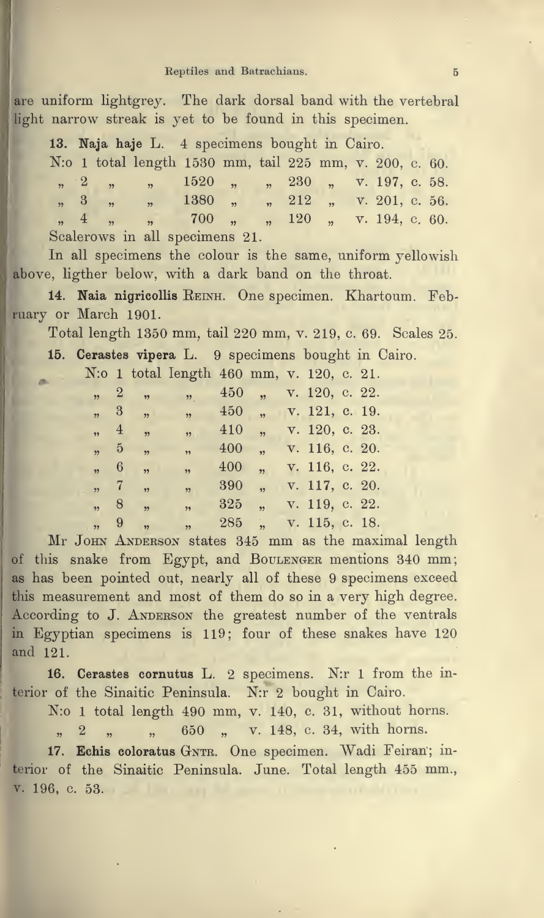are uniform lightgrey. The dark dorsal band with the vertebral light narrow streak is yet to be found in this specimen.

**13. Naja haje** L. 4 specimens bought in Cairo.

N:o 1 total length 1530 mm, tail 225 mm, v. 200, c. 60.
„ 2 „ „ 1520 „ „ 230 „ v. 197, c. 58.
„ 3 „ „ 1380 „ „ 212 „ v. 201, c. 56.
„ 4 „ „ 700 „ „ 120 „ v. 194, c. 60.

Scalerows in all specimens 21.

In all specimens the colour is the same, uniform yellowish above, ligther below, with a dark band on the throat.

**14. Naia nigricollis** Reinh. One specimen. Khartoum. February or March 1901.

Total length 1350 mm, tail 220 mm, v. 219, c. 69. Scales 25.

**15. Cerastes vipera** L. 9 specimens bought in Cairo.

N:o 1 total length 460 mm, v. 120, c. 21.
„ 2 „ „ 450 „ v. 120, c. 22.
„ 3 „ „ 450 „ v. 121, c. 19.
„ 4 „ „ 410 „ v. 120, c. 23.
„ 5 „ „ 400 „ v. 116, c. 20.
„ 6 „ „ 400 „ v. 116, c. 22.
„ 7 „ „ 390 „ v. 117, c. 20.
„ 8 „ „ 325 „ v. 119, c. 22.
„ 9 „ „ 285 „ v. 115, c. 18.

Mr John Anderson states 345 mm as the maximal length of this snake from Egypt, and Boulenger mentions 340 mm; as has been pointed out, nearly all of these 9 specimens exceed this measurement and most of them do so in a very high degree. According to J. Anderson the greatest number of the ventrals in Egyptian specimens is 119; four of these snakes have 120 and 121.

**16. Cerastes cornutus** L. 2 specimens. N:r 1 from the interior of the Sinaitic Peninsula. N:r 2 bought in Cairo.

N:o 1 total length 490 mm, v. 140, c. 31, without horns.
„ 2 „ „ 650 „ v. 148, c. 34, with horns.

**17. Echis coloratus** Gntr. One specimen. Wadi Feiran; interior of the Sinaitic Peninsula. June. Total length 455 mm., v. 196, c. 53.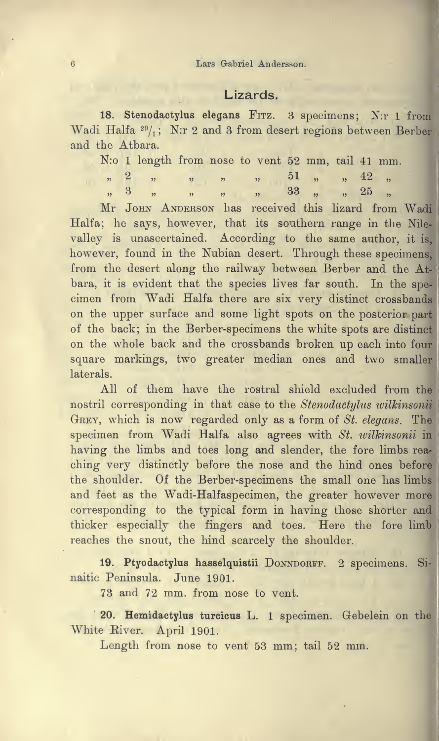## Lizards.

**18. Stenodactylus elegans** Fitz. 3 specimens; N:r 1 from Wadi Halfa $^{29}/_{1}$; N:r 2 and 3 from desert regions between Berber and the Atbara.

N:o 1 length from nose to vent 52 mm, tail 41 mm.
„ 2 „ „ „ „ 51 „ „ 42 „
„ 3 „ „ „ „ 33 „ „ 25 „

Mr John Anderson has received this lizard from Wadi Halfa; he says, however, that its southern range in the Nile-valley is unascertained. According to the same author, it is, however, found in the Nubian desert. Through these specimens, from the desert along the railway between Berber and the Atbara, it is evident that the species lives far south. In the specimen from Wadi Halfa there are six very distinct crossbands on the upper surface and some light spots on the posterior part of the back; in the Berber-specimens the white spots are distinct on the whole back and the crossbands broken up each into four square markings, two greater median ones and two smaller laterals.

All of them have the rostral shield excluded from the nostril corresponding in that case to the *Stenodactylus wilkinsonii* Grey, which is now regarded only as a form of *St. elegans*. The specimen from Wadi Halfa also agrees with *St. wilkinsonii* in having the limbs and toes long and slender, the fore limbs reaching very distinctly before the nose and the hind ones before the shoulder. Of the Berber-specimens the small one has limbs and feet as the Wadi-Halfaspecimen, the greater however more corresponding to the typical form in having those shorter and thicker especially the fingers and toes. Here the fore limb reaches the snout, the hind scarcely the shoulder.

**19. Ptyodactylus hasselquistii** Donndorff. 2 specimens. Sinaitic Peninsula. June 1901.

73 and 72 mm. from nose to vent.

**20. Hemidactylus turcicus** L. 1 specimen. Gebelein on the White River. April 1901.

Length from nose to vent 53 mm; tail 52 mm.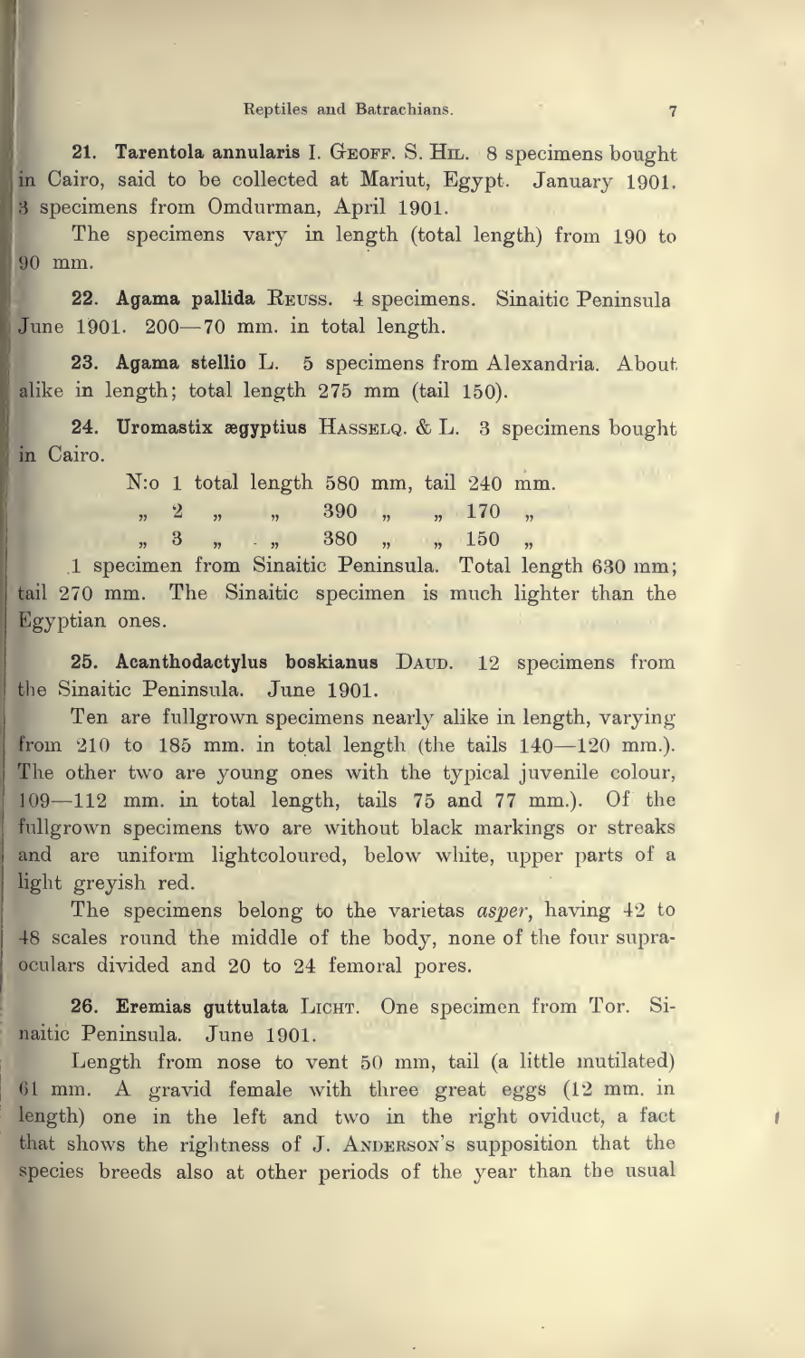**21. Tarentola annularis** I. Geoff. S. Hil. 8 specimens bought in Cairo, said to be collected at Mariut, Egypt. January 1901. 3 specimens from Omdurman, April 1901.

The specimens vary in length (total length) from 190 to 90 mm.

**22. Agama pallida** Reuss. 4 specimens. Sinaitic Peninsula June 1901. 200—70 mm. in total length.

**23. Agama stellio** L. 5 specimens from Alexandria. About alike in length; total length 275 mm (tail 150).

**24. Uromastix ægyptius** Hasselq. & L. 3 specimens bought in Cairo.

N:o 1 total length 580 mm, tail 240 mm.
„ 2 „ „ 390 „ „ 170 „
„ 3 „ „ 380 „ „ 150 „

1 specimen from Sinaitic Peninsula. Total length 630 mm; tail 270 mm. The Sinaitic specimen is much lighter than the Egyptian ones.

**25. Acanthodactylus boskianus** Daud. 12 specimens from the Sinaitic Peninsula. June 1901.

Ten are fullgrown specimens nearly alike in length, varying from 210 to 185 mm. in total length (the tails 140—120 mm.). The other two are young ones with the typical juvenile colour, 109—112 mm. in total length, tails 75 and 77 mm.). Of the fullgrown specimens two are without black markings or streaks and are uniform lightcoloured, below white, upper parts of a light greyish red.

The specimens belong to the varietas *asper*, having 42 to 48 scales round the middle of the body, none of the four supraoculars divided and 20 to 24 femoral pores.

**26. Eremias guttulata** Licht. One specimen from Tor. Sinaitic Peninsula. June 1901.

Length from nose to vent 50 mm, tail (a little mutilated) 61 mm. A gravid female with three great eggs (12 mm. in length) one in the left and two in the right oviduct, a fact that shows the rightness of J. Anderson's supposition that the species breeds also at other periods of the year than the usual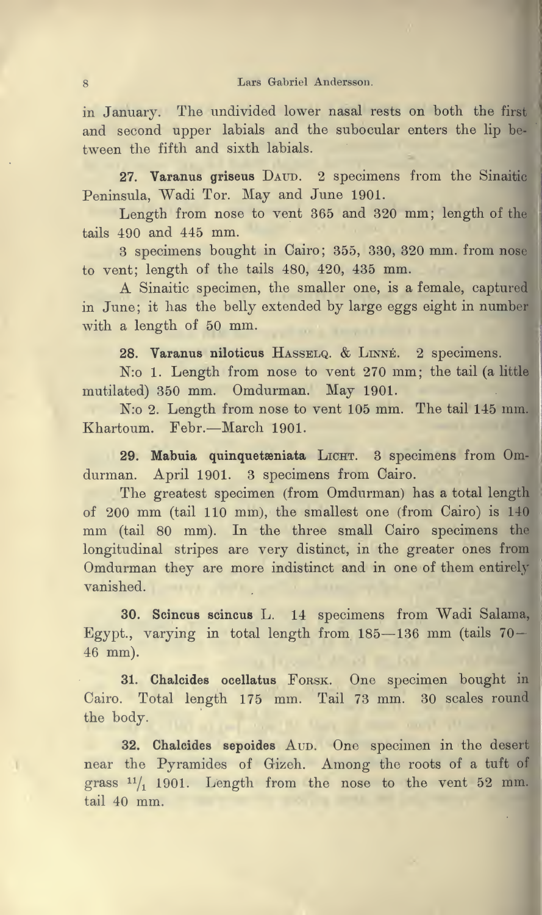in January. The undivided lower nasal rests on both the first and second upper labials and the subocular enters the lip between the fifth and sixth labials.

**27. Varanus griseus** Daud. 2 specimens from the Sinaitic Peninsula, Wadi Tor. May and June 1901.

Length from nose to vent 365 and 320 mm; length of the tails 490 and 445 mm.

3 specimens bought in Cairo; 355, 330, 320 mm. from nose to vent; length of the tails 480, 420, 435 mm.

A Sinaitic specimen, the smaller one, is a female, captured in June; it has the belly extended by large eggs eight in number with a length of 50 mm.

**28. Varanus niloticus** Hasselq. & Linné. 2 specimens.

N:o 1. Length from nose to vent 270 mm; the tail (a little mutilated) 350 mm. Omdurman. May 1901.

N:o 2. Length from nose to vent 105 mm. The tail 145 mm. Khartoum. Febr.—March 1901.

**29. Mabuia quinquetæniata** Licht. 3 specimens from Omdurman. April 1901. 3 specimens from Cairo.

The greatest specimen (from Omdurman) has a total length of 200 mm (tail 110 mm), the smallest one (from Cairo) is 140 mm (tail 80 mm). In the three small Cairo specimens the longitudinal stripes are very distinct, in the greater ones from Omdurman they are more indistinct and in one of them entirely vanished.

**30. Scincus scincus** L. 14 specimens from Wadi Salama, Egypt., varying in total length from 185—136 mm (tails 70—46 mm).

**31. Chalcides ocellatus** Forsk. One specimen bought in Cairo. Total length 175 mm. Tail 73 mm. 30 scales round the body.

**32. Chalcides sepoides** Aud. One specimen in the desert near the Pyramides of Gizeh. Among the roots of a tuft of grass $^{11}/_{1}$ 1901. Length from the nose to the vent 52 mm. tail 40 mm.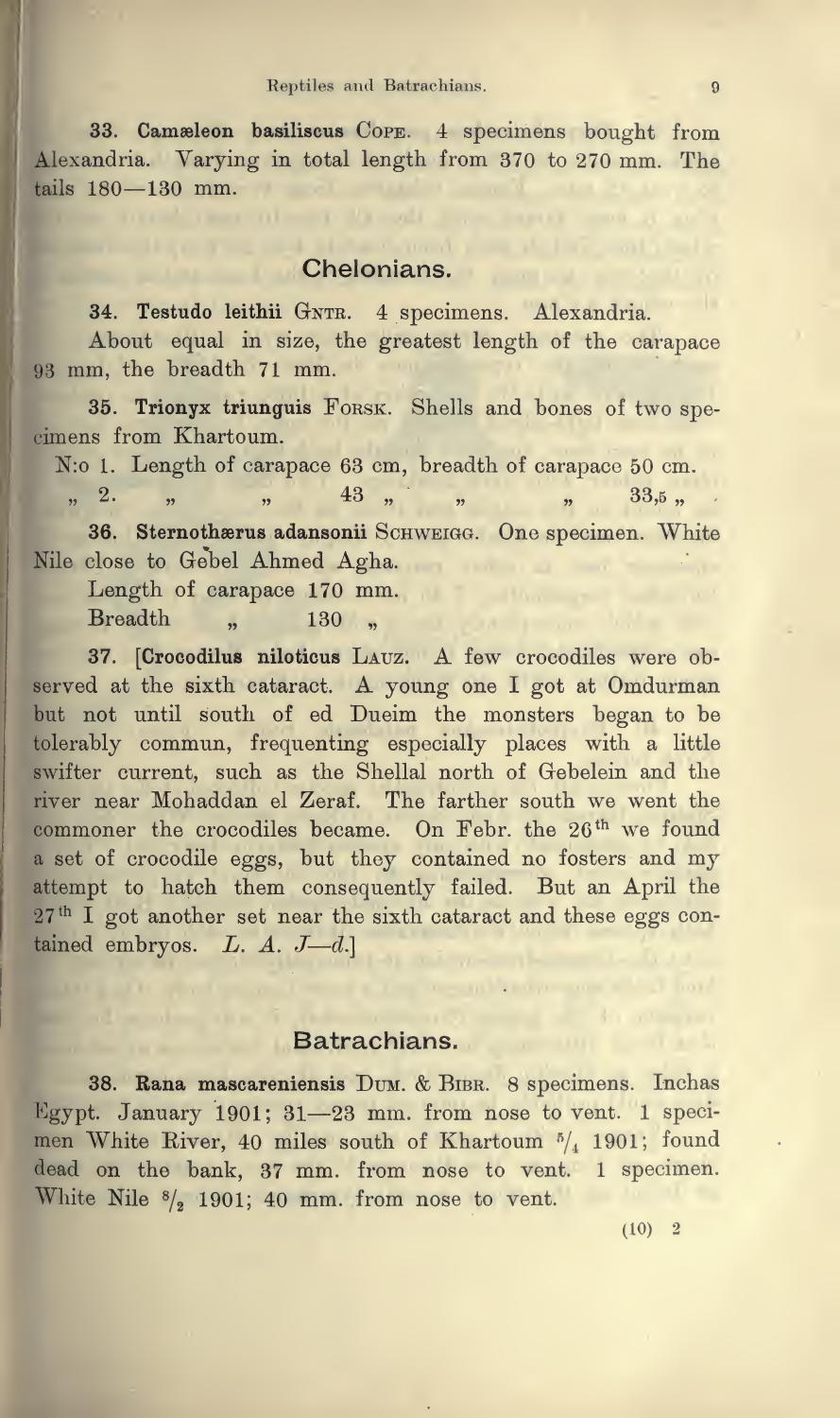**33. Camæleon basiliscus** Cope. 4 specimens bought from Alexandria. Varying in total length from 370 to 270 mm. The tails 180—130 mm.

## Chelonians.

**34. Testudo leithii** Gntr. 4 specimens. Alexandria.

About equal in size, the greatest length of the carapace 93 mm, the breadth 71 mm.

**35. Trionyx triunguis** Forsk. Shells and bones of two specimens from Khartoum.

N:o 1. Length of carapace 63 cm, breadth of carapace 50 cm.
" 2. " " 43 " " " 33,5 "

**36. Sternothærus adansonii** Schweigg. One specimen. White Nile close to Gebel Ahmed Agha.

Length of carapace 170 mm.
Breadth " 130 "

37. [**Crocodilus niloticus** Lauz. A few crocodiles were observed at the sixth cataract. A young one I got at Omdurman but not until south of ed Dueim the monsters began to be tolerably commun, frequenting especially places with a little swifter current, such as the Shellal north of Gebelein and the river near Mohaddan el Zeraf. The farther south we went the commoner the crocodiles became. On Febr. the 26[th] we found a set of crocodile eggs, but they contained no fosters and my attempt to hatch them consequently failed. But an April the 27[th] I got another set near the sixth cataract and these eggs contained embryos. *L. A. J—d.*]

## Batrachians.

**38. Rana mascareniensis** Dum. & Bibr. 8 specimens. Inchas Egypt. January 1901; 31—23 mm. from nose to vent. 1 specimen White River, 40 miles south of Khartoum $^5/_4$ 1901; found dead on the bank, 37 mm. from nose to vent. 1 specimen. White Nile $^8/_2$ 1901; 40 mm. from nose to vent.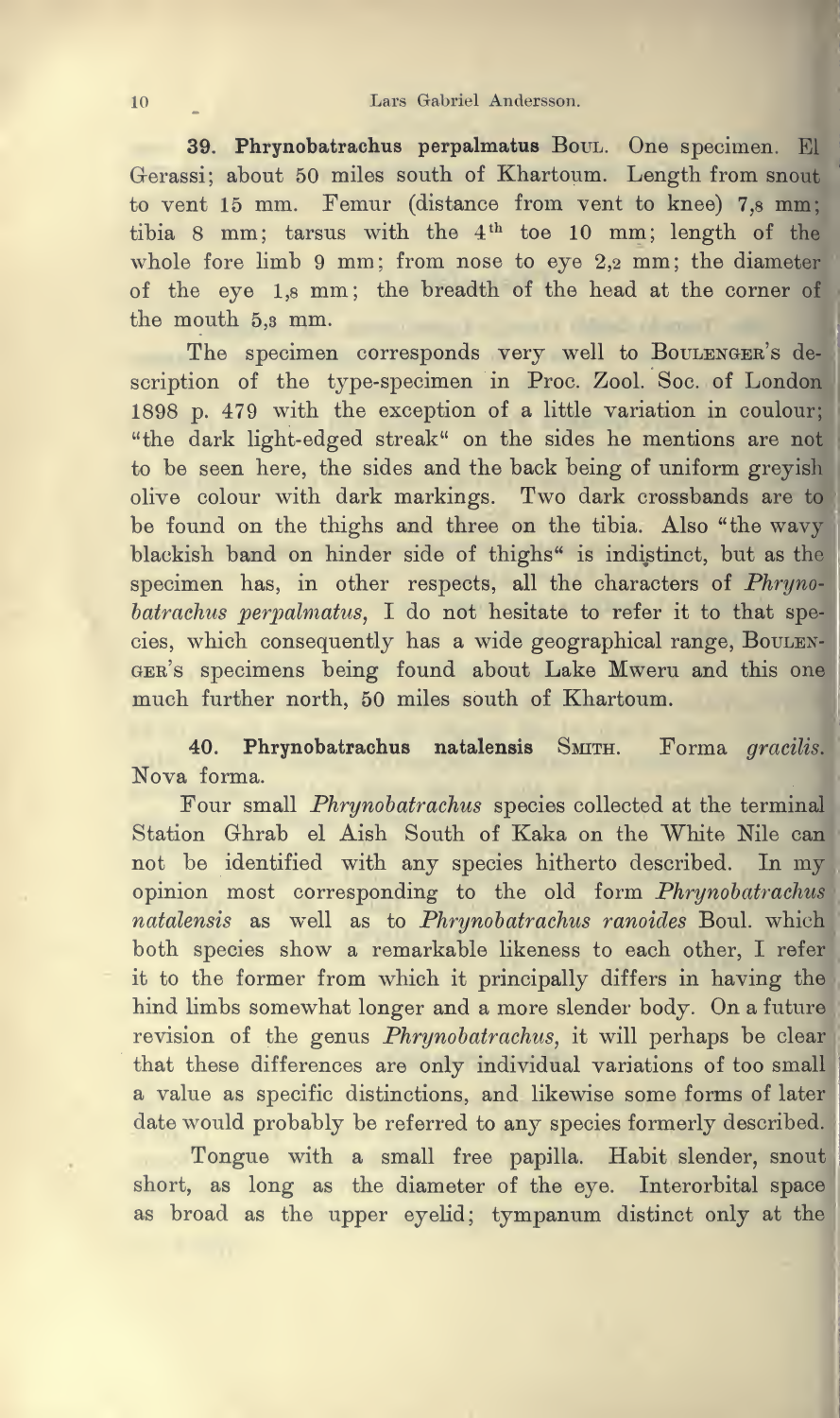**39. Phrynobatrachus perpalmatus** Boul. One specimen. El Gerassi; about 50 miles south of Khartoum. Length from snout to vent 15 mm. Femur (distance from vent to knee) 7,8 mm; tibia 8 mm; tarsus with the 4th toe 10 mm; length of the whole fore limb 9 mm; from nose to eye 2,2 mm; the diameter of the eye 1,8 mm; the breadth of the head at the corner of the mouth 5,3 mm.

The specimen corresponds very well to Boulenger's description of the type-specimen in Proc. Zool. Soc. of London 1898 p. 479 with the exception of a little variation in coulour; "the dark light-edged streak" on the sides he mentions are not to be seen here, the sides and the back being of uniform greyish olive colour with dark markings. Two dark crossbands are to be found on the thighs and three on the tibia. Also "the wavy blackish band on hinder side of thighs" is indistinct, but as the specimen has, in other respects, all the characters of *Phrynobatrachus perpalmatus*, I do not hesitate to refer it to that species, which consequently has a wide geographical range, Boulenger's specimens being found about Lake Mweru and this one much further north, 50 miles south of Khartoum.

**40. Phrynobatrachus natalensis** Smith. Forma *gracilis*. Nova forma.

Four small *Phrynobatrachus* species collected at the terminal Station Ghrab el Aish South of Kaka on the White Nile can not be identified with any species hitherto described. In my opinion most corresponding to the old form *Phrynobatrachus natalensis* as well as to *Phrynobatrachus ranoides* Boul. which both species show a remarkable likeness to each other, I refer it to the former from which it principally differs in having the hind limbs somewhat longer and a more slender body. On a future revision of the genus *Phrynobatrachus*, it will perhaps be clear that these differences are only individual variations of too small a value as specific distinctions, and likewise some forms of later date would probably be referred to any species formerly described.

Tongue with a small free papilla. Habit slender, snout short, as long as the diameter of the eye. Interorbital space as broad as the upper eyelid; tympanum distinct only at the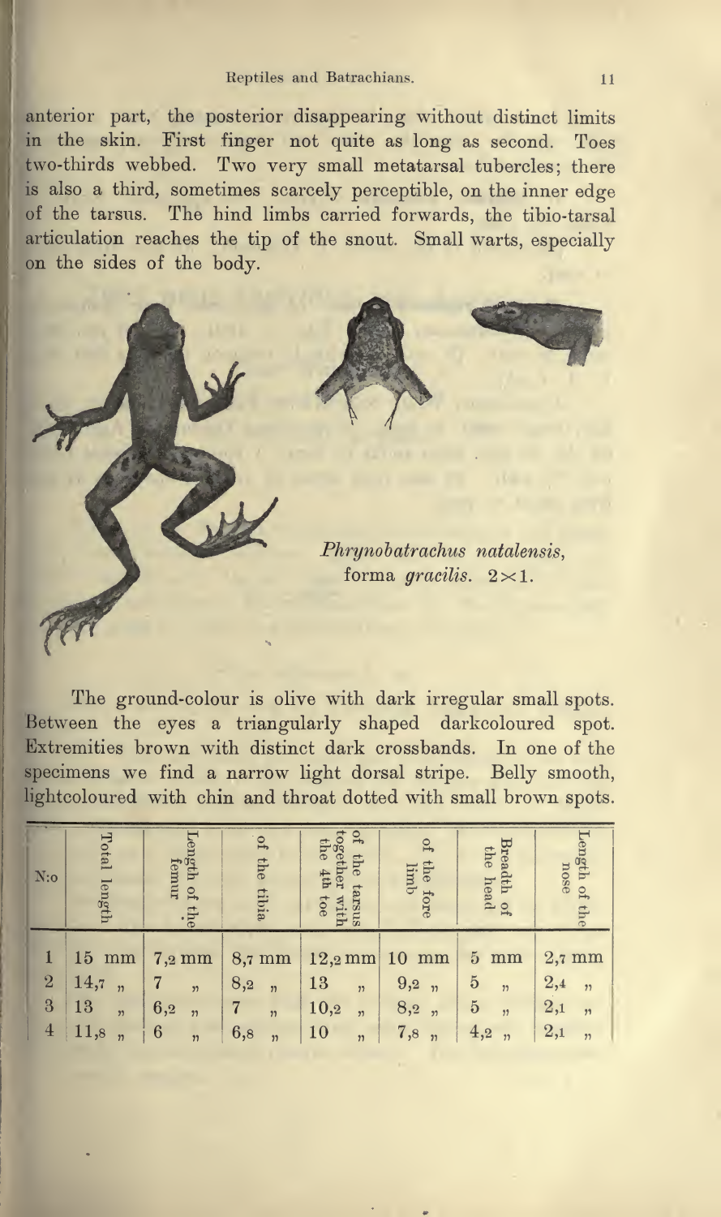anterior part, the posterior disappearing without distinct limits in the skin. First finger not quite as long as second. Toes two-thirds webbed. Two very small metatarsal tubercles; there is also a third, sometimes scarcely perceptible, on the inner edge of the tarsus. The hind limbs carried forwards, the tibio-tarsal articulation reaches the tip of the snout. Small warts, especially on the sides of the body.

*Phrynobatrachus natalensis*, forma *gracilis*. 2×1.

The ground-colour is olive with dark irregular small spots. Between the eyes a triangularly shaped darkcoloured spot. Extremities brown with distinct dark crossbands. In one of the specimens we find a narrow light dorsal stripe. Belly smooth, lightcoloured with chin and throat dotted with small brown spots.

| N:o | Total length | Length of the femur | of the tibia | of the tarsus together with the 4th toe | of the fore limb | Breadth of the head | Length of the nose |
|---|---|---|---|---|---|---|---|
| 1 | 15 mm | 7,2 mm | 8,7 mm | 12,2 mm | 10 mm | 5 mm | 2,7 mm |
| 2 | 14,7 " | 7 " | 8,2 " | 13 " | 9,2 " | 5 " | 2,4 " |
| 3 | 13 " | 6,2 " | 7 " | 10,2 " | 8,2 " | 5 " | 2,1 " |
| 4 | 11,8 " | 6 " | 6,8 " | 10 " | 7,8 " | 4,2 " | 2,1 " |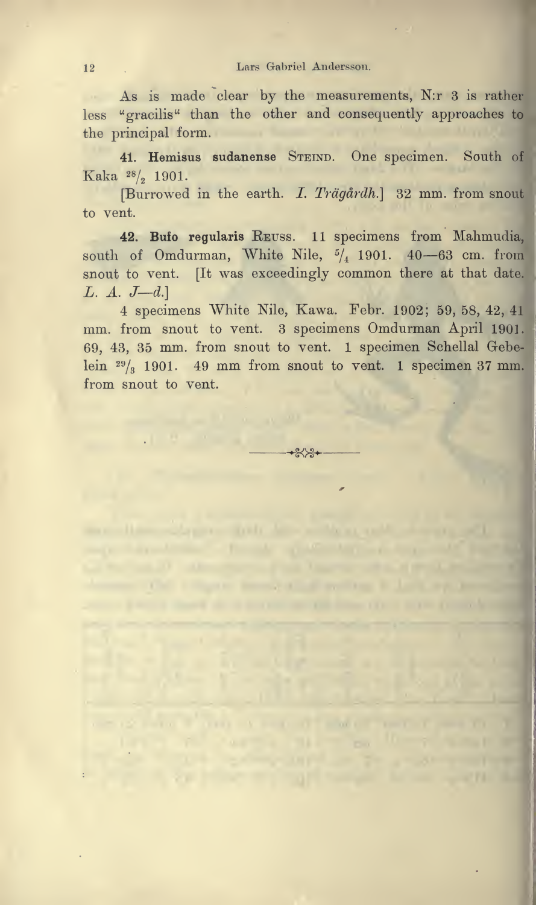As is made clear by the measurements, N:r 3 is rather less "gracilis" than the other and consequently approaches to the principal form.

**41. Hemisus sudanense** Steind. One specimen. South of Kaka $^{28}/_{2}$ 1901.

[Burrowed in the earth. *I. Trägårdh.*] 32 mm. from snout to vent.

**42. Bufo regularis** Reuss. 11 specimens from Mahmudia, south of Omdurman, White Nile, $^{5}/_{4}$ 1901. 40—63 cm. from snout to vent. [It was exceedingly common there at that date. *L. A. J—d.*]

4 specimens White Nile, Kawa. Febr. 1902; 59, 58, 42, 41 mm. from snout to vent. 3 specimens Omdurman April 1901. 69, 43, 35 mm. from snout to vent. 1 specimen Schellal Gebelein $^{29}/_{3}$ 1901. 49 mm from snout to vent. 1 specimen 37 mm. from snout to vent.